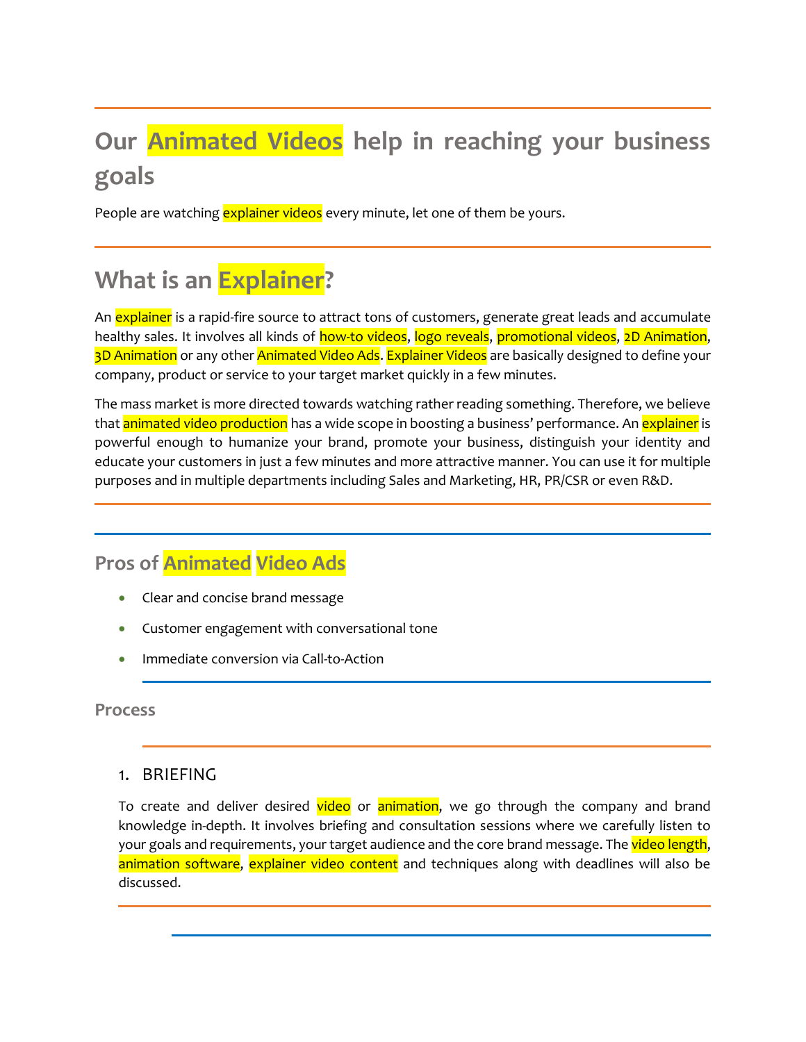# Our Animated Videos help in reaching your business goals

People are watching explainer videos every minute, let one of them be yours.

## What is an Explainer?

An explainer is a rapid-fire source to attract tons of customers, generate great leads and accumulate healthy sales. It involves all kinds of how-to videos, logo reveals, promotional videos, 2D Animation, 3D Animation or any other Animated Video Ads. Explainer Videos are basically designed to define your company, product or service to your target market quickly in a few minutes.

The mass market is more directed towards watching rather reading something. Therefore, we believe that animated video production has a wide scope in boosting a business' performance. An explainer is powerful enough to humanize your brand, promote your business, distinguish your identity and educate your customers in just a few minutes and more attractive manner. You can use it for multiple purposes and in multiple departments including Sales and Marketing, HR, PR/CSR or even R&D.

### Pros of Animated Video Ads

- Clear and concise brand message
- Customer engagement with conversational tone
- Immediate conversion via Call-to-Action

### Process

1. BRIEFING

To create and deliver desired video or animation, we go through the company and brand knowledge in-depth. It involves briefing and consultation sessions where we carefully listen to your goals and requirements, your target audience and the core brand message. The video length, animation software, explainer video content and techniques along with deadlines will also be discussed.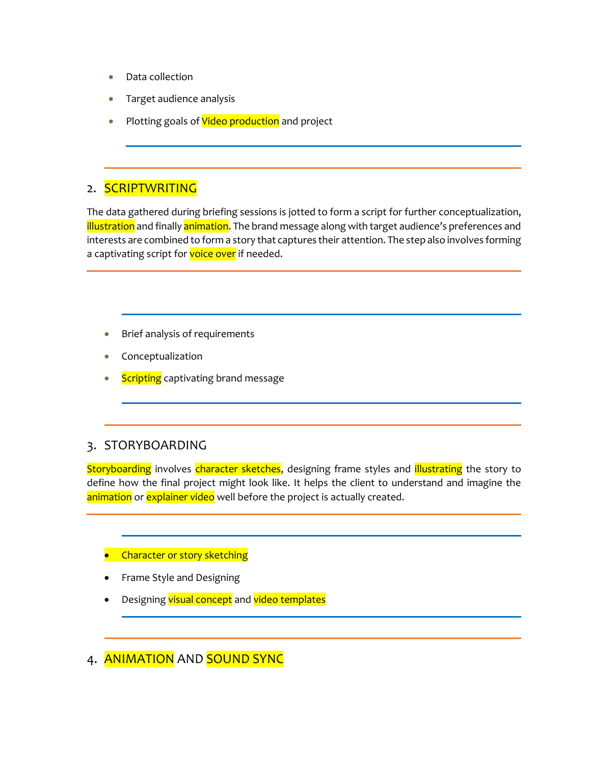- Data collection
- Target audience analysis
- Plotting goals of Video production and project

---

## 2. SCRIPTWRITING

The data gathered during briefing sessions is jotted to form a script for further conceptualization, illustration and finally animation. The brand message along with target audience's preferences and interests are combined to form a story that captures their attention. The step also involves forming a captivating script for voice over if needed.

---

- Brief analysis of requirements
- Conceptualization
- Scripting captivating brand message

---

## 3. STORYBOARDING

Storyboarding involves character sketches, designing frame styles and illustrating the story to define how the final project might look like. It helps the client to understand and imagine the animation or explainer video well before the project is actually created.

---

- Character or story sketching
- Frame Style and Designing
- Designing visual concept and video templates

---

## 4. ANIMATION AND SOUND SYNC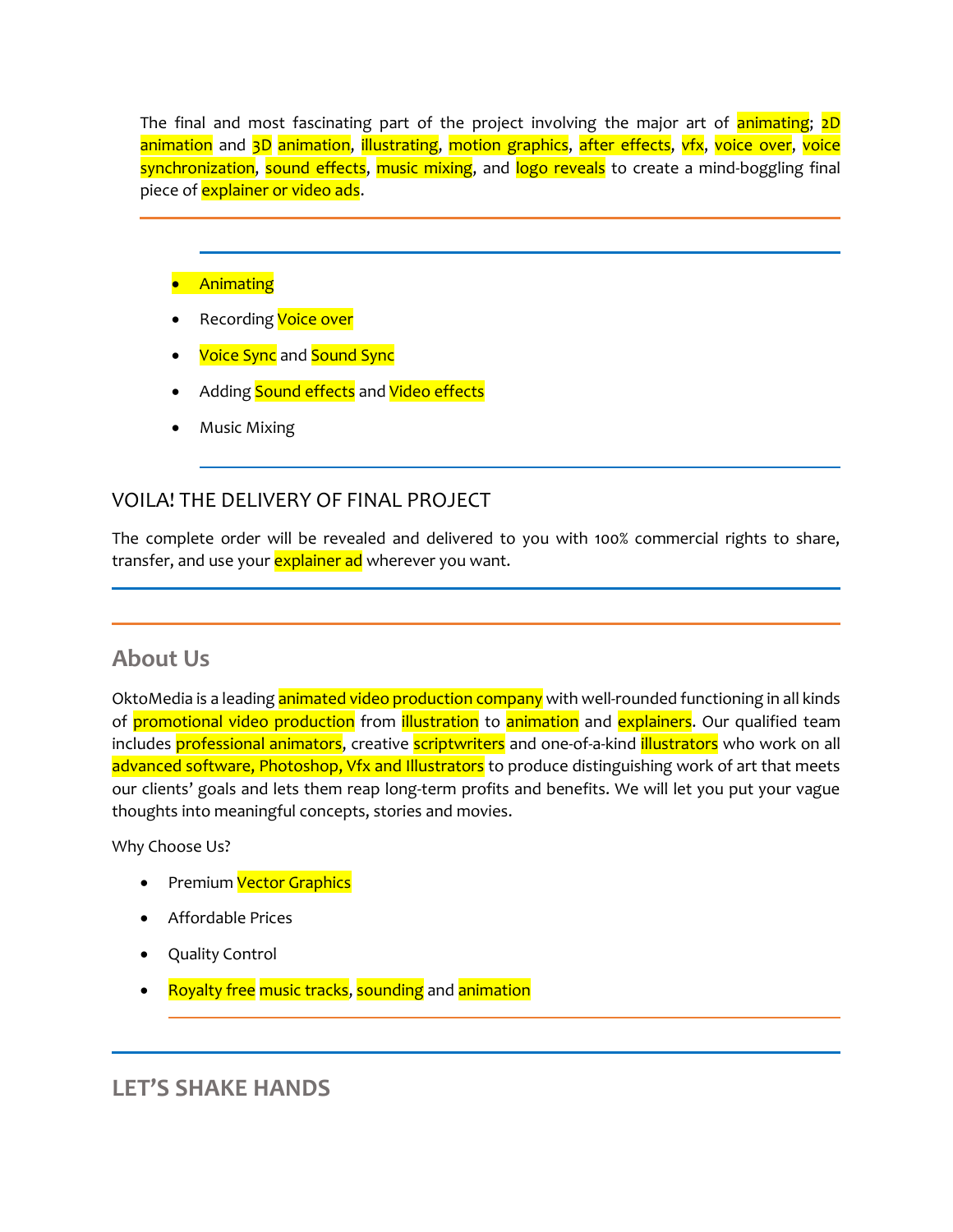The final and most fascinating part of the project involving the major art of animating; 2D animation and 3D animation, illustrating, motion graphics, after effects, vfx, voice over, voice synchronization, sound effects, music mixing, and logo reveals to create a mind-boggling final piece of explainer or video ads.

---

- Animating
- Recording Voice over
- Voice Sync and Sound Sync
- Adding Sound effects and Video effects
- Music Mixing

---

## VOILA! THE DELIVERY OF FINAL PROJECT

The complete order will be revealed and delivered to you with 100% commercial rights to share, transfer, and use your explainer ad wherever you want.

---

## About Us

OktoMedia is a leading animated video production company with well-rounded functioning in all kinds of promotional video production from illustration to animation and explainers. Our qualified team includes professional animators, creative scriptwriters and one-of-a-kind illustrators who work on all advanced software, Photoshop, Vfx and Illustrators to produce distinguishing work of art that meets our clients' goals and lets them reap long-term profits and benefits. We will let you put your vague thoughts into meaningful concepts, stories and movies.

Why Choose Us?

- Premium Vector Graphics
- Affordable Prices
- Quality Control
- Royalty free music tracks, sounding and animation

---

## LET'S SHAKE HANDS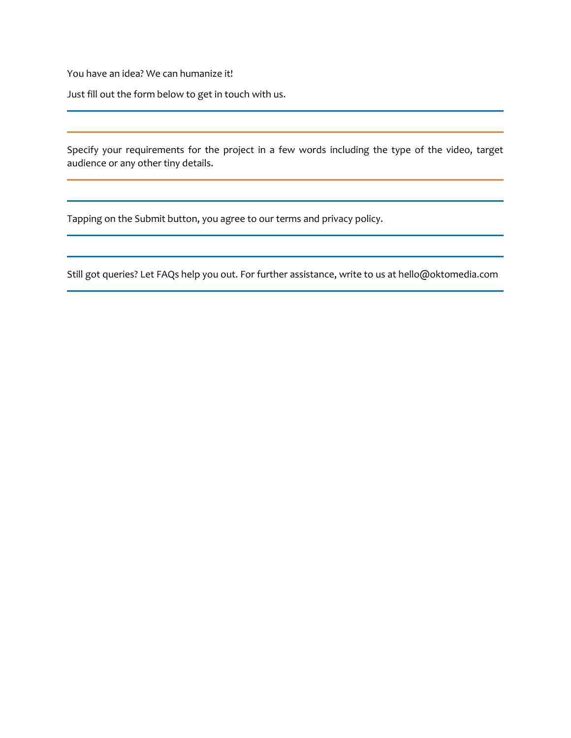You have an idea? We can humanize it!

Just fill out the form below to get in touch with us.

---

---

Specify your requirements for the project in a few words including the type of the video, target audience or any other tiny details.

---

---

Tapping on the Submit button, you agree to our terms and privacy policy.

---

---

Still got queries? Let FAQs help you out. For further assistance, write to us at hello@oktomedia.com

---